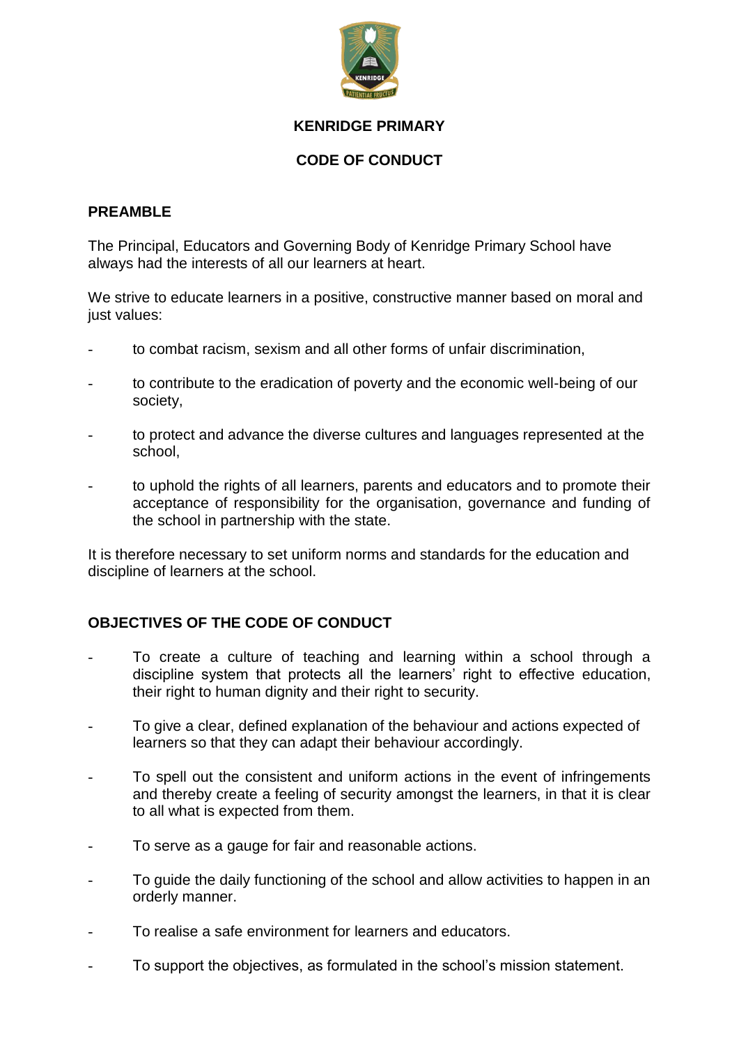# KENRIDGE PRIMARY

## CODE OF CONDUCT

### PREAMBLE

The Principal, Educators and Governing Body of Kenridge Primary School have always had the interests of all our learners at heart.

We strive to educate learners in a positive, constructive manner based on moral and just values:

- to combat racism, sexism and all other forms of unfair discrimination,
- to contribute to the eradication of poverty and the economic well-being of our society,
- to protect and advance the diverse cultures and languages represented at the school,
- to uphold the rights of all learners, parents and educators and to promote their acceptance of responsibility for the organisation, governance and funding of the school in partnership with the state.

It is therefore necessary to set uniform norms and standards for the education and discipline of learners at the school.

### OBJECTIVES OF THE CODE OF CONDUCT

- To create a culture of teaching and learning within a school through a discipline system that protects all the learners' right to effective education, their right to human dignity and their right to security.
- To give a clear, defined explanation of the behaviour and actions expected of learners so that they can adapt their behaviour accordingly.
- To spell out the consistent and uniform actions in the event of infringements and thereby create a feeling of security amongst the learners, in that it is clear to all what is expected from them.
- To serve as a gauge for fair and reasonable actions.
- To guide the daily functioning of the school and allow activities to happen in an orderly manner.
- To realise a safe environment for learners and educators.
- To support the objectives, as formulated in the school's mission statement.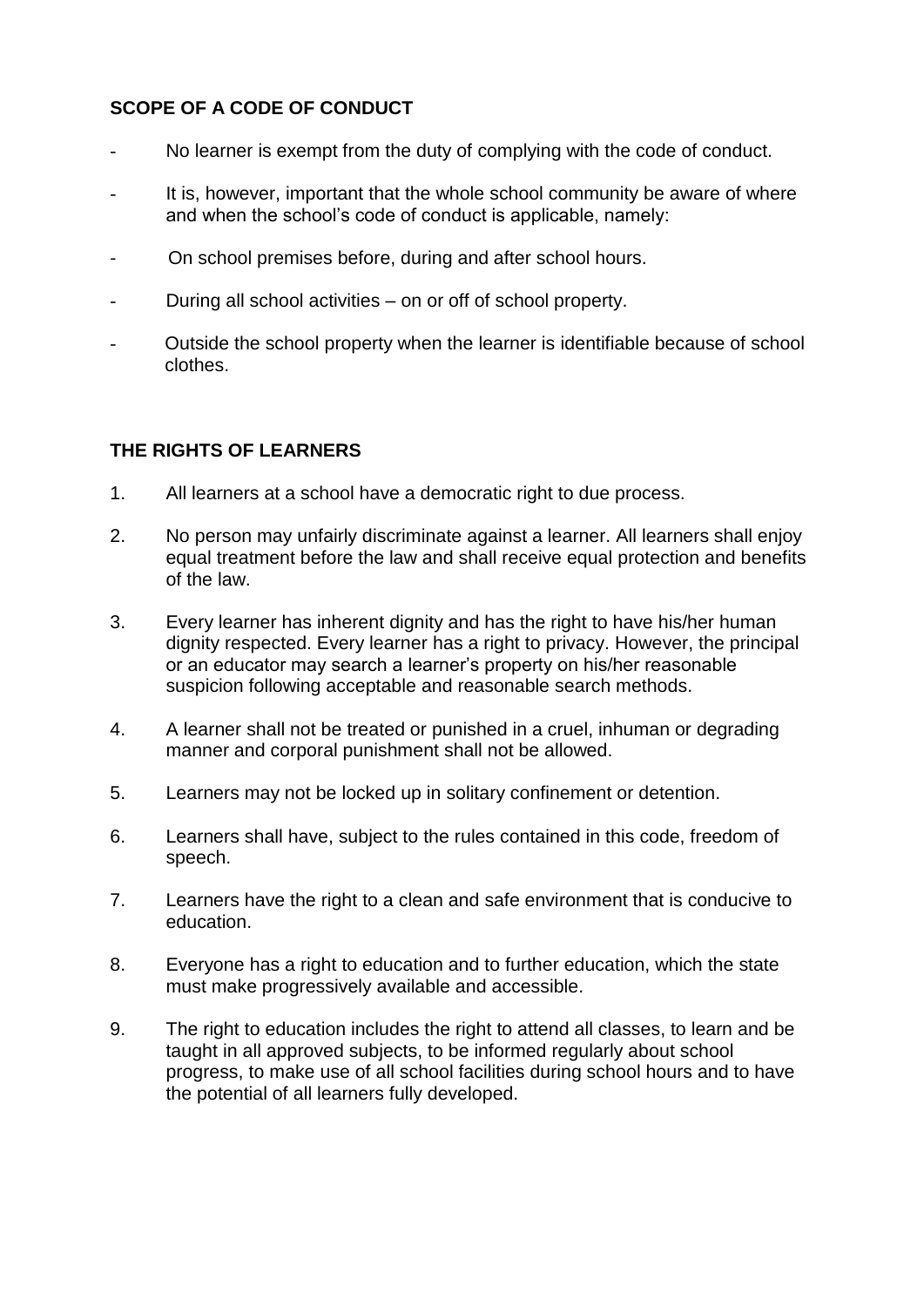## SCOPE OF A CODE OF CONDUCT

- No learner is exempt from the duty of complying with the code of conduct.
- It is, however, important that the whole school community be aware of where and when the school's code of conduct is applicable, namely:
- On school premises before, during and after school hours.
- During all school activities – on or off of school property.
- Outside the school property when the learner is identifiable because of school clothes.

## THE RIGHTS OF LEARNERS

1. All learners at a school have a democratic right to due process.
2. No person may unfairly discriminate against a learner. All learners shall enjoy equal treatment before the law and shall receive equal protection and benefits of the law.
3. Every learner has inherent dignity and has the right to have his/her human dignity respected. Every learner has a right to privacy. However, the principal or an educator may search a learner's property on his/her reasonable suspicion following acceptable and reasonable search methods.
4. A learner shall not be treated or punished in a cruel, inhuman or degrading manner and corporal punishment shall not be allowed.
5. Learners may not be locked up in solitary confinement or detention.
6. Learners shall have, subject to the rules contained in this code, freedom of speech.
7. Learners have the right to a clean and safe environment that is conducive to education.
8. Everyone has a right to education and to further education, which the state must make progressively available and accessible.
9. The right to education includes the right to attend all classes, to learn and be taught in all approved subjects, to be informed regularly about school progress, to make use of all school facilities during school hours and to have the potential of all learners fully developed.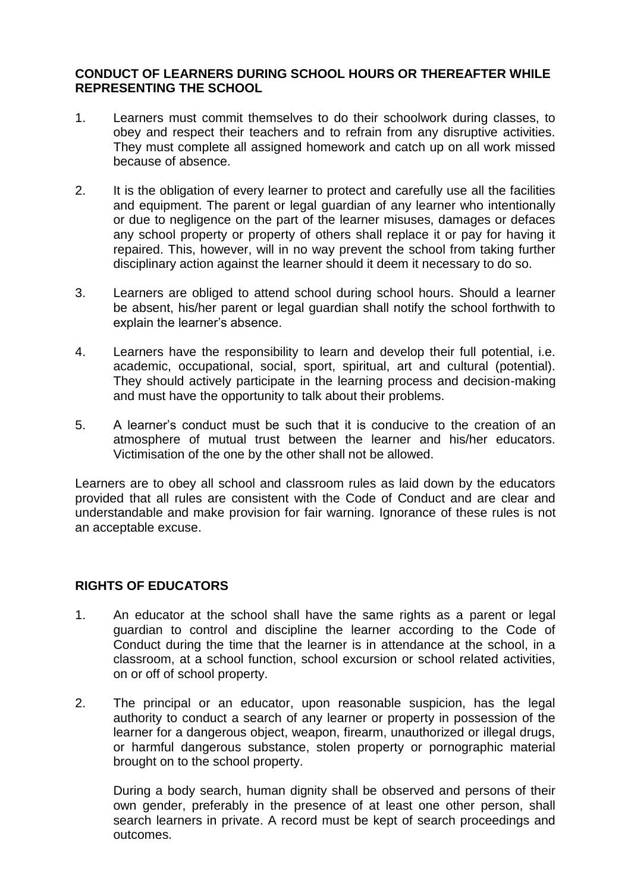**CONDUCT OF LEARNERS DURING SCHOOL HOURS OR THEREAFTER WHILE REPRESENTING THE SCHOOL**

1. Learners must commit themselves to do their schoolwork during classes, to obey and respect their teachers and to refrain from any disruptive activities. They must complete all assigned homework and catch up on all work missed because of absence.

2. It is the obligation of every learner to protect and carefully use all the facilities and equipment. The parent or legal guardian of any learner who intentionally or due to negligence on the part of the learner misuses, damages or defaces any school property or property of others shall replace it or pay for having it repaired. This, however, will in no way prevent the school from taking further disciplinary action against the learner should it deem it necessary to do so.

3. Learners are obliged to attend school during school hours. Should a learner be absent, his/her parent or legal guardian shall notify the school forthwith to explain the learner's absence.

4. Learners have the responsibility to learn and develop their full potential, i.e. academic, occupational, social, sport, spiritual, art and cultural (potential). They should actively participate in the learning process and decision-making and must have the opportunity to talk about their problems.

5. A learner's conduct must be such that it is conducive to the creation of an atmosphere of mutual trust between the learner and his/her educators. Victimisation of the one by the other shall not be allowed.

Learners are to obey all school and classroom rules as laid down by the educators provided that all rules are consistent with the Code of Conduct and are clear and understandable and make provision for fair warning. Ignorance of these rules is not an acceptable excuse.

**RIGHTS OF EDUCATORS**

1. An educator at the school shall have the same rights as a parent or legal guardian to control and discipline the learner according to the Code of Conduct during the time that the learner is in attendance at the school, in a classroom, at a school function, school excursion or school related activities, on or off of school property.

2. The principal or an educator, upon reasonable suspicion, has the legal authority to conduct a search of any learner or property in possession of the learner for a dangerous object, weapon, firearm, unauthorized or illegal drugs, or harmful dangerous substance, stolen property or pornographic material brought on to the school property.

   During a body search, human dignity shall be observed and persons of their own gender, preferably in the presence of at least one other person, shall search learners in private. A record must be kept of search proceedings and outcomes.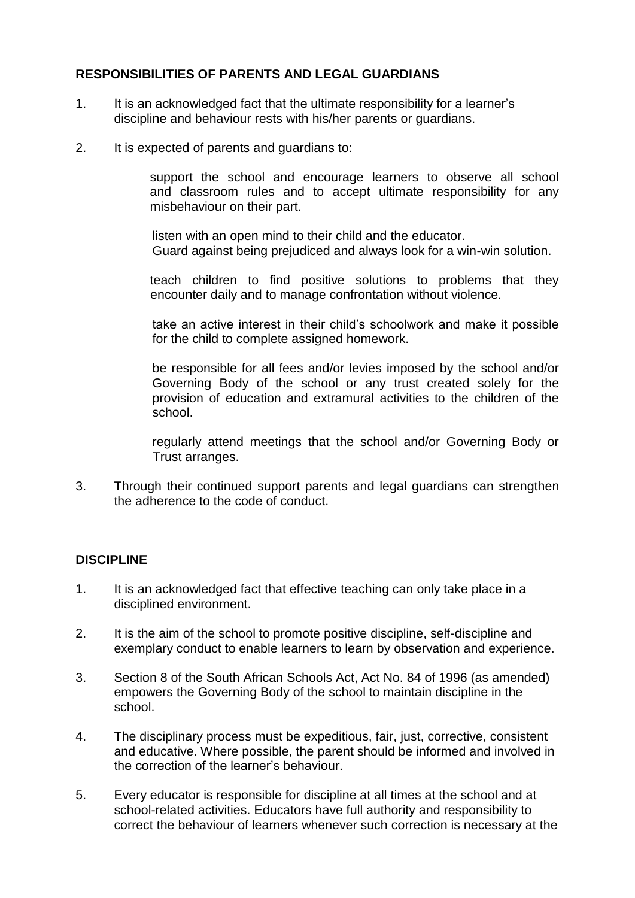## RESPONSIBILITIES OF PARENTS AND LEGAL GUARDIANS

1. It is an acknowledged fact that the ultimate responsibility for a learner's discipline and behaviour rests with his/her parents or guardians.

2. It is expected of parents and guardians to:

   support the school and encourage learners to observe all school and classroom rules and to accept ultimate responsibility for any misbehaviour on their part.

   listen with an open mind to their child and the educator. Guard against being prejudiced and always look for a win-win solution.

   teach children to find positive solutions to problems that they encounter daily and to manage confrontation without violence.

   take an active interest in their child's schoolwork and make it possible for the child to complete assigned homework.

   be responsible for all fees and/or levies imposed by the school and/or Governing Body of the school or any trust created solely for the provision of education and extramural activities to the children of the school.

   regularly attend meetings that the school and/or Governing Body or Trust arranges.

3. Through their continued support parents and legal guardians can strengthen the adherence to the code of conduct.

## DISCIPLINE

1. It is an acknowledged fact that effective teaching can only take place in a disciplined environment.

2. It is the aim of the school to promote positive discipline, self-discipline and exemplary conduct to enable learners to learn by observation and experience.

3. Section 8 of the South African Schools Act, Act No. 84 of 1996 (as amended) empowers the Governing Body of the school to maintain discipline in the school.

4. The disciplinary process must be expeditious, fair, just, corrective, consistent and educative. Where possible, the parent should be informed and involved in the correction of the learner's behaviour.

5. Every educator is responsible for discipline at all times at the school and at school-related activities. Educators have full authority and responsibility to correct the behaviour of learners whenever such correction is necessary at the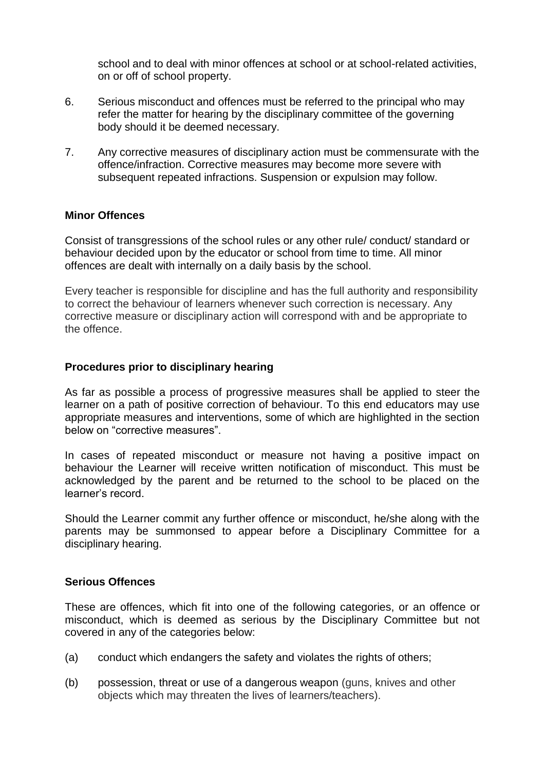school and to deal with minor offences at school or at school-related activities, on or off of school property.

6. Serious misconduct and offences must be referred to the principal who may refer the matter for hearing by the disciplinary committee of the governing body should it be deemed necessary.

7. Any corrective measures of disciplinary action must be commensurate with the offence/infraction. Corrective measures may become more severe with subsequent repeated infractions. Suspension or expulsion may follow.

**Minor Offences**

Consist of transgressions of the school rules or any other rule/ conduct/ standard or behaviour decided upon by the educator or school from time to time. All minor offences are dealt with internally on a daily basis by the school.

Every teacher is responsible for discipline and has the full authority and responsibility to correct the behaviour of learners whenever such correction is necessary. Any corrective measure or disciplinary action will correspond with and be appropriate to the offence.

**Procedures prior to disciplinary hearing**

As far as possible a process of progressive measures shall be applied to steer the learner on a path of positive correction of behaviour. To this end educators may use appropriate measures and interventions, some of which are highlighted in the section below on "corrective measures".

In cases of repeated misconduct or measure not having a positive impact on behaviour the Learner will receive written notification of misconduct. This must be acknowledged by the parent and be returned to the school to be placed on the learner's record.

Should the Learner commit any further offence or misconduct, he/she along with the parents may be summonsed to appear before a Disciplinary Committee for a disciplinary hearing.

**Serious Offences**

These are offences, which fit into one of the following categories, or an offence or misconduct, which is deemed as serious by the Disciplinary Committee but not covered in any of the categories below:

(a) conduct which endangers the safety and violates the rights of others;

(b) possession, threat or use of a dangerous weapon (guns, knives and other objects which may threaten the lives of learners/teachers).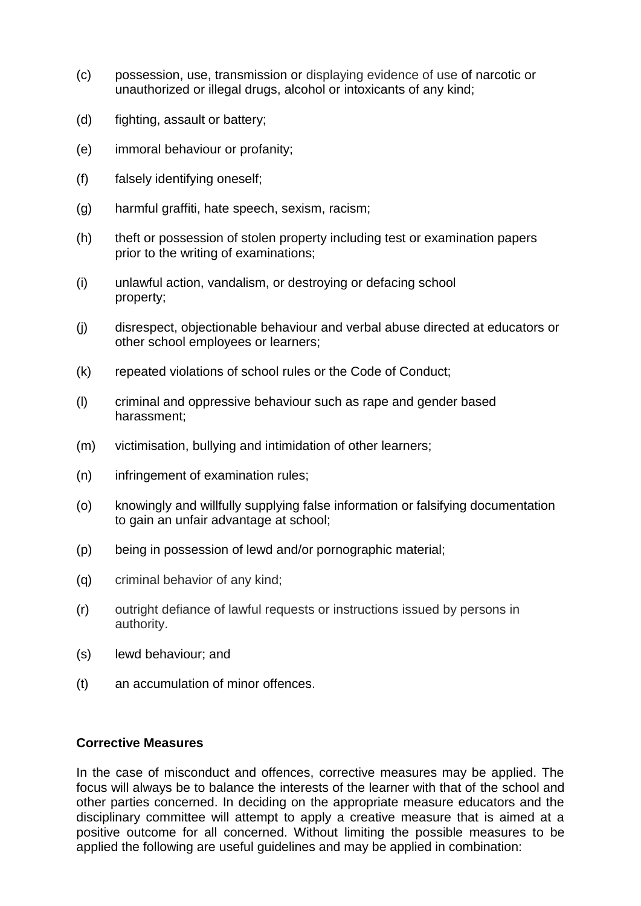(c) possession, use, transmission or displaying evidence of use of narcotic or unauthorized or illegal drugs, alcohol or intoxicants of any kind;

(d) fighting, assault or battery;

(e) immoral behaviour or profanity;

(f) falsely identifying oneself;

(g) harmful graffiti, hate speech, sexism, racism;

(h) theft or possession of stolen property including test or examination papers prior to the writing of examinations;

(i) unlawful action, vandalism, or destroying or defacing school property;

(j) disrespect, objectionable behaviour and verbal abuse directed at educators or other school employees or learners;

(k) repeated violations of school rules or the Code of Conduct;

(l) criminal and oppressive behaviour such as rape and gender based harassment;

(m) victimisation, bullying and intimidation of other learners;

(n) infringement of examination rules;

(o) knowingly and willfully supplying false information or falsifying documentation to gain an unfair advantage at school;

(p) being in possession of lewd and/or pornographic material;

(q) criminal behavior of any kind;

(r) outright defiance of lawful requests or instructions issued by persons in authority.

(s) lewd behaviour; and

(t) an accumulation of minor offences.

**Corrective Measures**

In the case of misconduct and offences, corrective measures may be applied. The focus will always be to balance the interests of the learner with that of the school and other parties concerned. In deciding on the appropriate measure educators and the disciplinary committee will attempt to apply a creative measure that is aimed at a positive outcome for all concerned. Without limiting the possible measures to be applied the following are useful guidelines and may be applied in combination: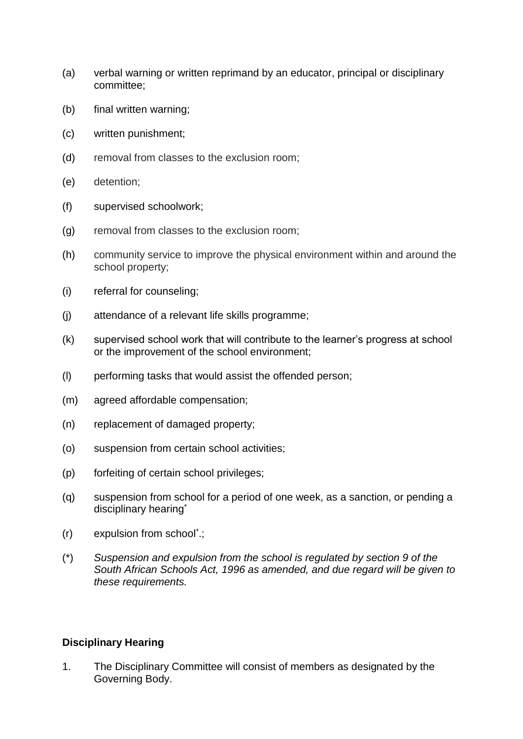(a) verbal warning or written reprimand by an educator, principal or disciplinary committee;

(b) final written warning;

(c) written punishment;

(d) removal from classes to the exclusion room;

(e) detention;

(f) supervised schoolwork;

(g) removal from classes to the exclusion room;

(h) community service to improve the physical environment within and around the school property;

(i) referral for counseling;

(j) attendance of a relevant life skills programme;

(k) supervised school work that will contribute to the learner's progress at school or the improvement of the school environment;

(l) performing tasks that would assist the offended person;

(m) agreed affordable compensation;

(n) replacement of damaged property;

(o) suspension from certain school activities;

(p) forfeiting of certain school privileges;

(q) suspension from school for a period of one week, as a sanction, or pending a disciplinary hearing*

(r) expulsion from school*.;

(*) *Suspension and expulsion from the school is regulated by section 9 of the South African Schools Act, 1996 as amended, and due regard will be given to these requirements.*

**Disciplinary Hearing**

1. The Disciplinary Committee will consist of members as designated by the Governing Body.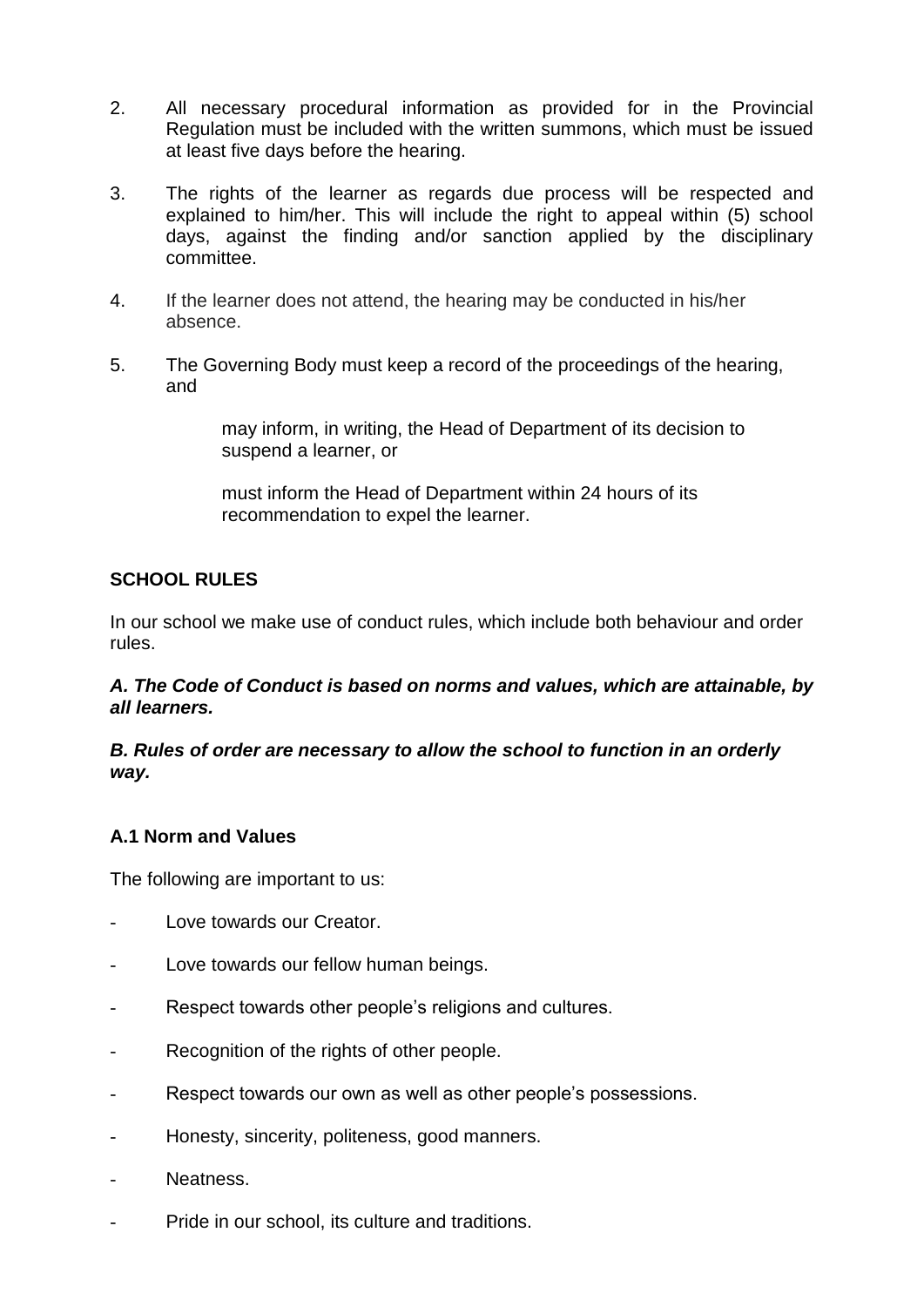2. All necessary procedural information as provided for in the Provincial Regulation must be included with the written summons, which must be issued at least five days before the hearing.

3. The rights of the learner as regards due process will be respected and explained to him/her. This will include the right to appeal within (5) school days, against the finding and/or sanction applied by the disciplinary committee.

4. If the learner does not attend, the hearing may be conducted in his/her absence.

5. The Governing Body must keep a record of the proceedings of the hearing, and

   may inform, in writing, the Head of Department of its decision to suspend a learner, or

   must inform the Head of Department within 24 hours of its recommendation to expel the learner.

## SCHOOL RULES

In our school we make use of conduct rules, which include both behaviour and order rules.

***A. The Code of Conduct is based on norms and values, which are attainable, by all learners.***

***B. Rules of order are necessary to allow the school to function in an orderly way.***

### A.1 Norm and Values

The following are important to us:

- Love towards our Creator.
- Love towards our fellow human beings.
- Respect towards other people's religions and cultures.
- Recognition of the rights of other people.
- Respect towards our own as well as other people's possessions.
- Honesty, sincerity, politeness, good manners.
- Neatness.
- Pride in our school, its culture and traditions.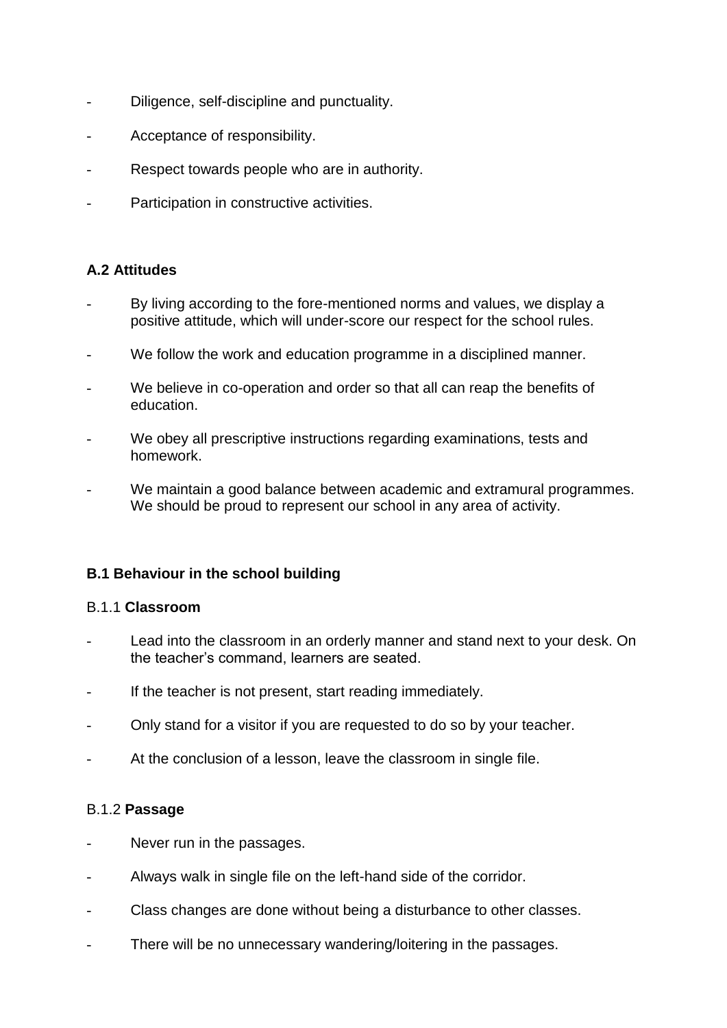- Diligence, self-discipline and punctuality.
- Acceptance of responsibility.
- Respect towards people who are in authority.
- Participation in constructive activities.

### A.2 Attitudes

- By living according to the fore-mentioned norms and values, we display a positive attitude, which will under-score our respect for the school rules.
- We follow the work and education programme in a disciplined manner.
- We believe in co-operation and order so that all can reap the benefits of education.
- We obey all prescriptive instructions regarding examinations, tests and homework.
- We maintain a good balance between academic and extramural programmes. We should be proud to represent our school in any area of activity.

### B.1 Behaviour in the school building

#### B.1.1 **Classroom**

- Lead into the classroom in an orderly manner and stand next to your desk. On the teacher's command, learners are seated.
- If the teacher is not present, start reading immediately.
- Only stand for a visitor if you are requested to do so by your teacher.
- At the conclusion of a lesson, leave the classroom in single file.

#### B.1.2 **Passage**

- Never run in the passages.
- Always walk in single file on the left-hand side of the corridor.
- Class changes are done without being a disturbance to other classes.
- There will be no unnecessary wandering/loitering in the passages.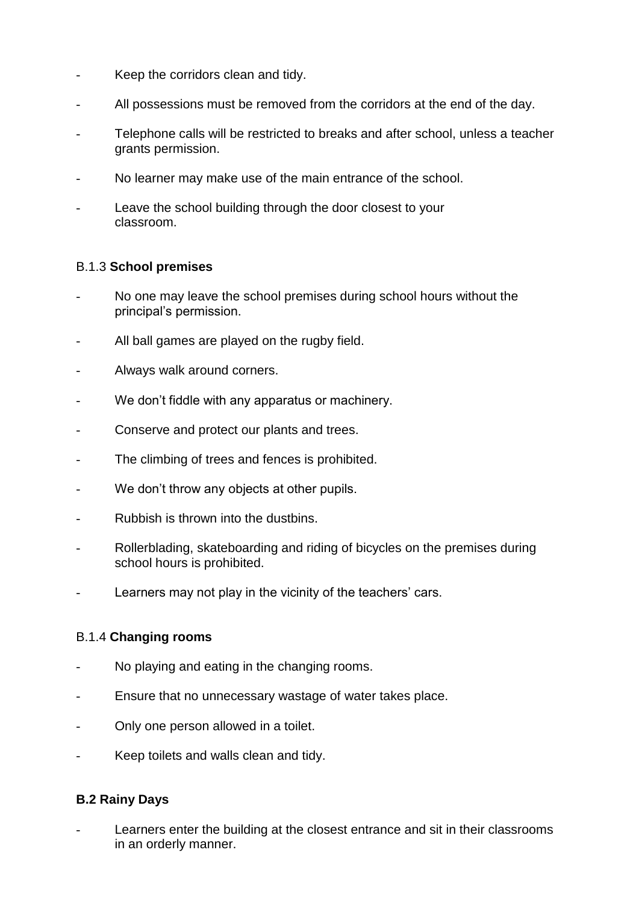- Keep the corridors clean and tidy.
- All possessions must be removed from the corridors at the end of the day.
- Telephone calls will be restricted to breaks and after school, unless a teacher grants permission.
- No learner may make use of the main entrance of the school.
- Leave the school building through the door closest to your classroom.

#### B.1.3 **School premises**

- No one may leave the school premises during school hours without the principal's permission.
- All ball games are played on the rugby field.
- Always walk around corners.
- We don't fiddle with any apparatus or machinery.
- Conserve and protect our plants and trees.
- The climbing of trees and fences is prohibited.
- We don't throw any objects at other pupils.
- Rubbish is thrown into the dustbins.
- Rollerblading, skateboarding and riding of bicycles on the premises during school hours is prohibited.
- Learners may not play in the vicinity of the teachers' cars.

#### B.1.4 **Changing rooms**

- No playing and eating in the changing rooms.
- Ensure that no unnecessary wastage of water takes place.
- Only one person allowed in a toilet.
- Keep toilets and walls clean and tidy.

### **B.2 Rainy Days**

- Learners enter the building at the closest entrance and sit in their classrooms in an orderly manner.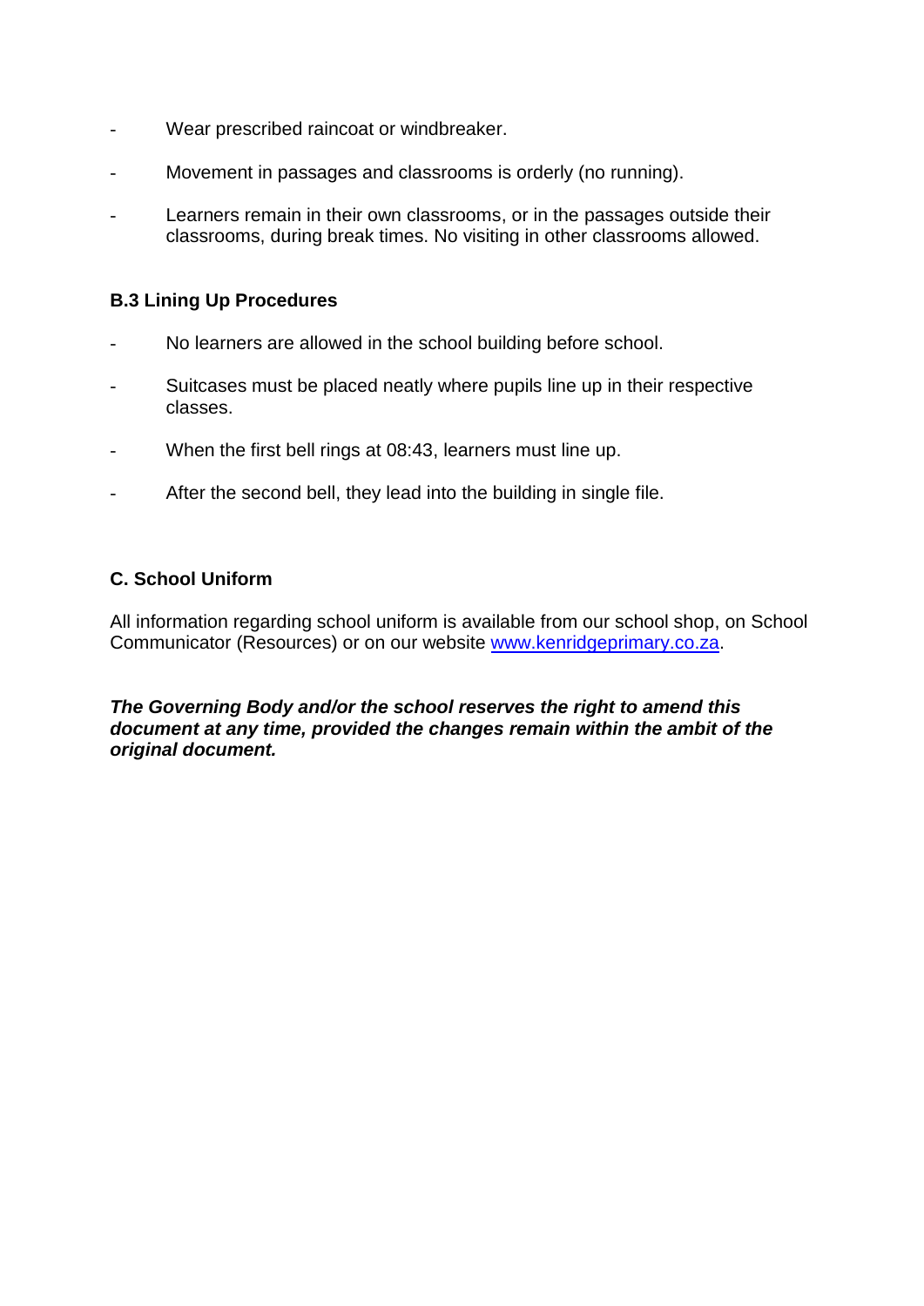- Wear prescribed raincoat or windbreaker.
- Movement in passages and classrooms is orderly (no running).
- Learners remain in their own classrooms, or in the passages outside their classrooms, during break times. No visiting in other classrooms allowed.

### B.3 Lining Up Procedures

- No learners are allowed in the school building before school.
- Suitcases must be placed neatly where pupils line up in their respective classes.
- When the first bell rings at 08:43, learners must line up.
- After the second bell, they lead into the building in single file.

### C. School Uniform

All information regarding school uniform is available from our school shop, on School Communicator (Resources) or on our website [www.kenridgeprimary.co.za](http://www.kenridgeprimary.co.za).

***The Governing Body and/or the school reserves the right to amend this document at any time, provided the changes remain within the ambit of the original document.***